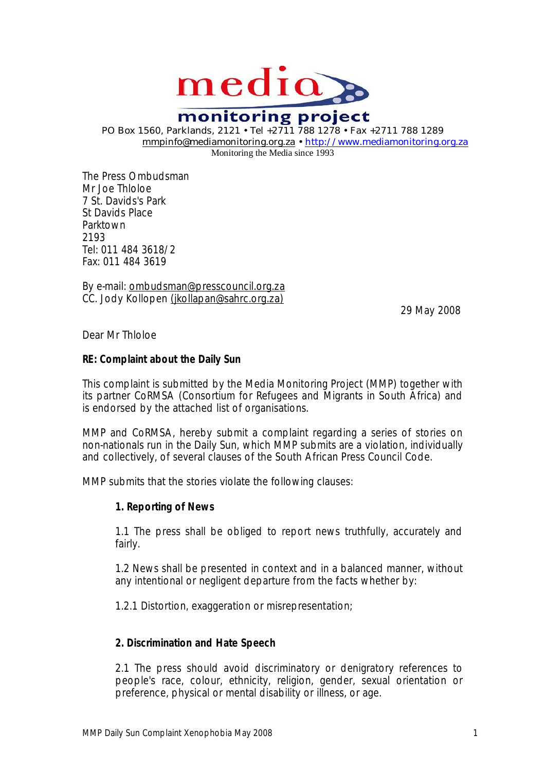**media monitoring project**

PO Box 1560, Parklands, 2121 • Tel +2711 788 1278 • Fax +2711 788 1289
mmpinfo@mediamonitoring.org.za • http://www.mediamonitoring.org.za
Monitoring the Media since 1993

The Press Ombudsman
Mr Joe Thloloe
7 St. Davids's Park
St Davids Place
Parktown
2193
Tel: 011 484 3618/2
Fax: 011 484 3619

By e-mail: ombudsman@presscouncil.org.za
CC. Jody Kollopen (jkollapan@sahrc.org.za)

29 May 2008

Dear Mr Thloloe

**RE: Complaint about the Daily Sun**

This complaint is submitted by the Media Monitoring Project (MMP) together with its partner CoRMSA (Consortium for Refugees and Migrants in South Africa) and is endorsed by the attached list of organisations.

MMP and CoRMSA, hereby submit a complaint regarding a series of stories on non-nationals run in the Daily Sun, which MMP submits are a violation, individually and collectively, of several clauses of the South African Press Council Code.

MMP submits that the stories violate the following clauses:

> **1. Reporting of News**
>
> 1.1 The press shall be obliged to report news truthfully, accurately and fairly.
>
> 1.2 News shall be presented in context and in a balanced manner, without any intentional or negligent departure from the facts whether by:
>
> 1.2.1 Distortion, exaggeration or misrepresentation;
>
> **2. Discrimination and Hate Speech**
>
> 2.1 The press should avoid discriminatory or denigratory references to people's race, colour, ethnicity, religion, gender, sexual orientation or preference, physical or mental disability or illness, or age.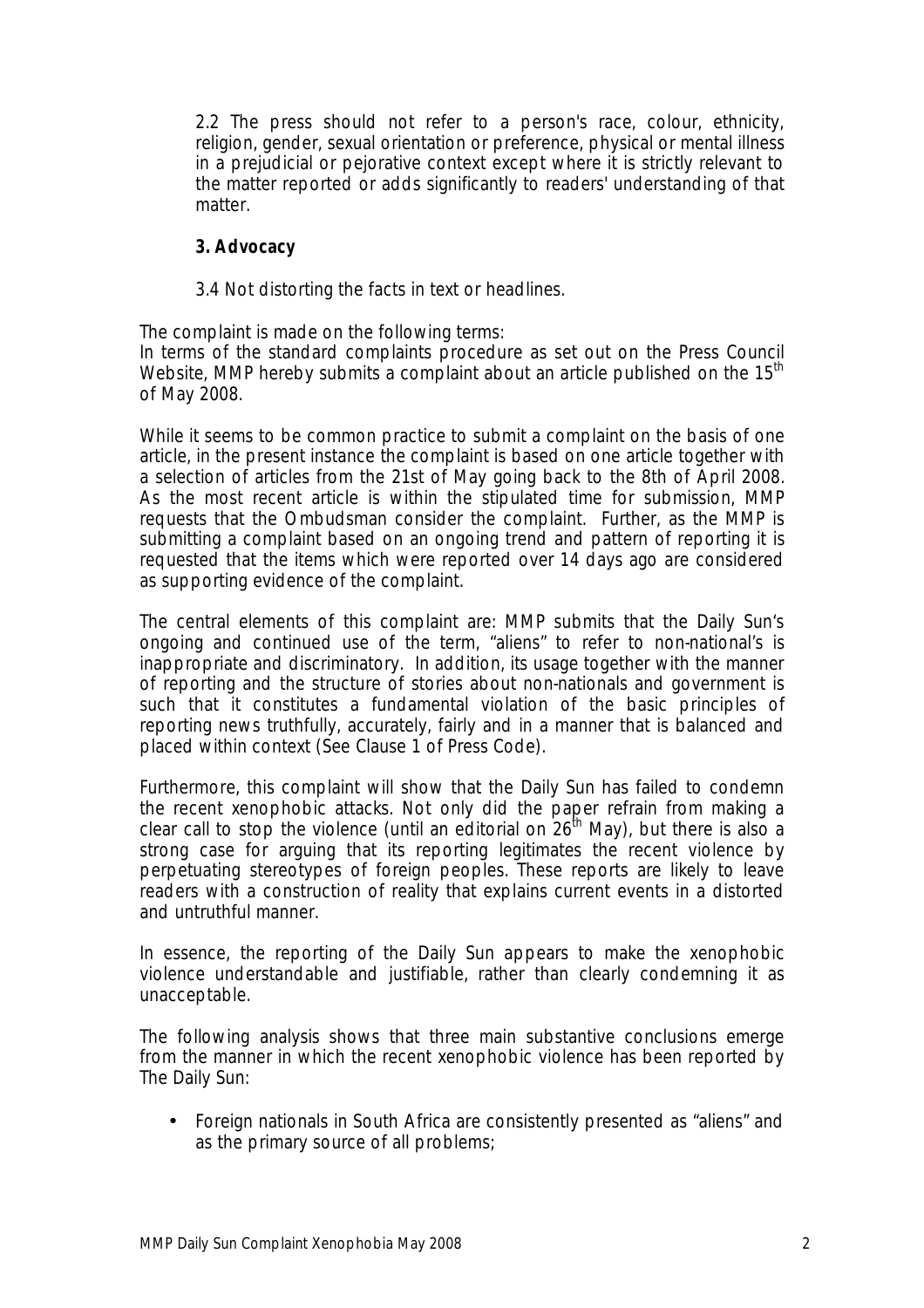2.2 The press should not refer to a person's race, colour, ethnicity, religion, gender, sexual orientation or preference, physical or mental illness in a prejudicial or pejorative context except where it is strictly relevant to the matter reported or adds significantly to readers' understanding of that matter.

**3. Advocacy**

3.4 Not distorting the facts in text or headlines.

The complaint is made on the following terms:
In terms of the standard complaints procedure as set out on the Press Council Website, MMP hereby submits a complaint about an article published on the 15th of May 2008.

While it seems to be common practice to submit a complaint on the basis of one article, in the present instance the complaint is based on one article together with a selection of articles from the 21st of May going back to the 8th of April 2008. As the most recent article is within the stipulated time for submission, MMP requests that the Ombudsman consider the complaint. Further, as the MMP is submitting a complaint based on an ongoing trend and pattern of reporting it is requested that the items which were reported over 14 days ago are considered as supporting evidence of the complaint.

The central elements of this complaint are: MMP submits that the Daily Sun's ongoing and continued use of the term, "aliens" to refer to non-national's is inappropriate and discriminatory. In addition, its usage together with the manner of reporting and the structure of stories about non-nationals and government is such that it constitutes a fundamental violation of the basic principles of reporting news truthfully, accurately, fairly and in a manner that is balanced and placed within context (See Clause 1 of Press Code).

Furthermore, this complaint will show that the Daily Sun has failed to condemn the recent xenophobic attacks. Not only did the paper refrain from making a clear call to stop the violence (until an editorial on 26th May), but there is also a strong case for arguing that its reporting legitimates the recent violence by perpetuating stereotypes of foreign peoples. These reports are likely to leave readers with a construction of reality that explains current events in a distorted and untruthful manner.

In essence, the reporting of the Daily Sun appears to make the xenophobic violence understandable and justifiable, rather than clearly condemning it as unacceptable.

The following analysis shows that three main substantive conclusions emerge from the manner in which the recent xenophobic violence has been reported by The Daily Sun:

- Foreign nationals in South Africa are consistently presented as "aliens" and as the primary source of all problems;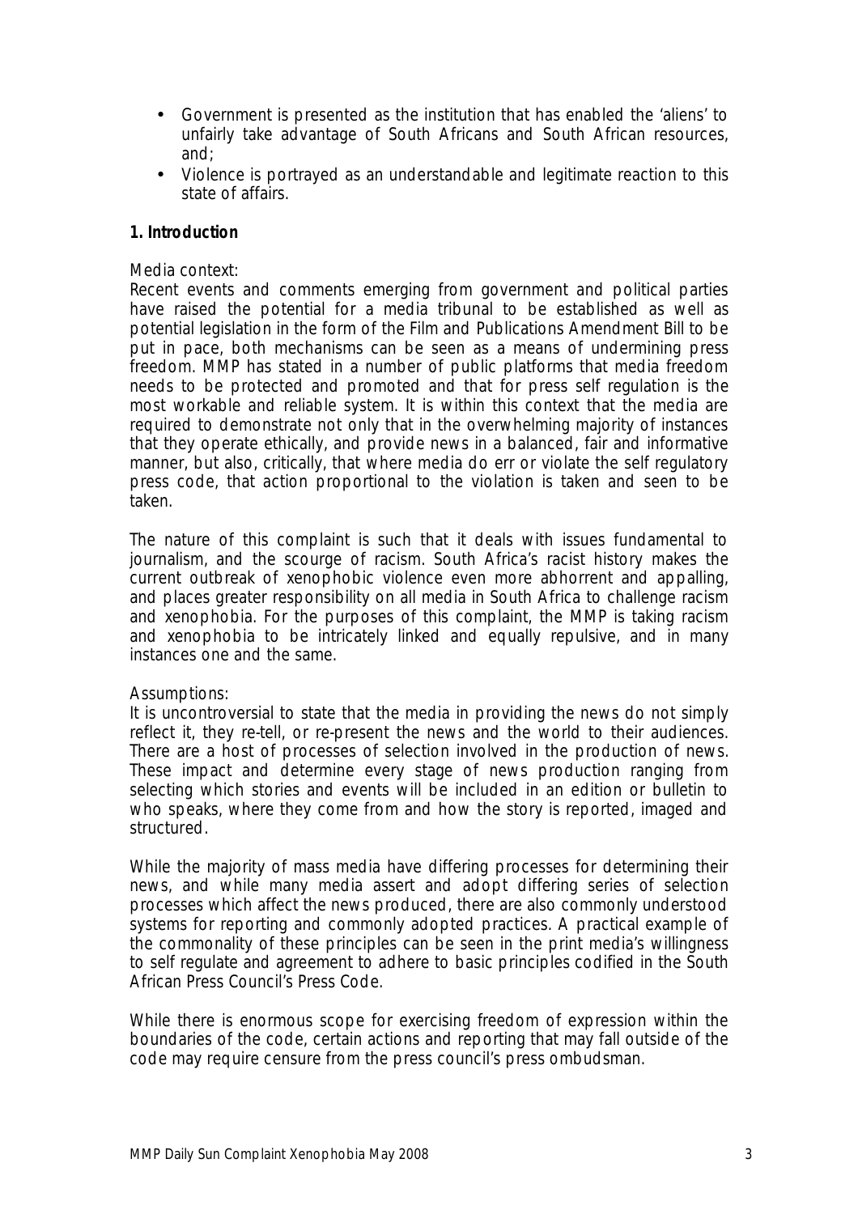- Government is presented as the institution that has enabled the 'aliens' to unfairly take advantage of South Africans and South African resources, and;
- Violence is portrayed as an understandable and legitimate reaction to this state of affairs.

**1. Introduction**

Media context:
Recent events and comments emerging from government and political parties have raised the potential for a media tribunal to be established as well as potential legislation in the form of the Film and Publications Amendment Bill to be put in pace, both mechanisms can be seen as a means of undermining press freedom. MMP has stated in a number of public platforms that media freedom needs to be protected and promoted and that for press self regulation is the most workable and reliable system. It is within this context that the media are required to demonstrate not only that in the overwhelming majority of instances that they operate ethically, and provide news in a balanced, fair and informative manner, but also, critically, that where media do err or violate the self regulatory press code, that action proportional to the violation is taken and seen to be taken.

The nature of this complaint is such that it deals with issues fundamental to journalism, and the scourge of racism. South Africa's racist history makes the current outbreak of xenophobic violence even more abhorrent and appalling, and places greater responsibility on all media in South Africa to challenge racism and xenophobia. For the purposes of this complaint, the MMP is taking racism and xenophobia to be intricately linked and equally repulsive, and in many instances one and the same.

Assumptions:
It is uncontroversial to state that the media in providing the news do not simply reflect it, they re-tell, or re-present the news and the world to their audiences. There are a host of processes of selection involved in the production of news. These impact and determine every stage of news production ranging from selecting which stories and events will be included in an edition or bulletin to who speaks, where they come from and how the story is reported, imaged and structured.

While the majority of mass media have differing processes for determining their news, and while many media assert and adopt differing series of selection processes which affect the news produced, there are also commonly understood systems for reporting and commonly adopted practices. A practical example of the commonality of these principles can be seen in the print media's willingness to self regulate and agreement to adhere to basic principles codified in the South African Press Council's Press Code.

While there is enormous scope for exercising freedom of expression within the boundaries of the code, certain actions and reporting that may fall outside of the code may require censure from the press council's press ombudsman.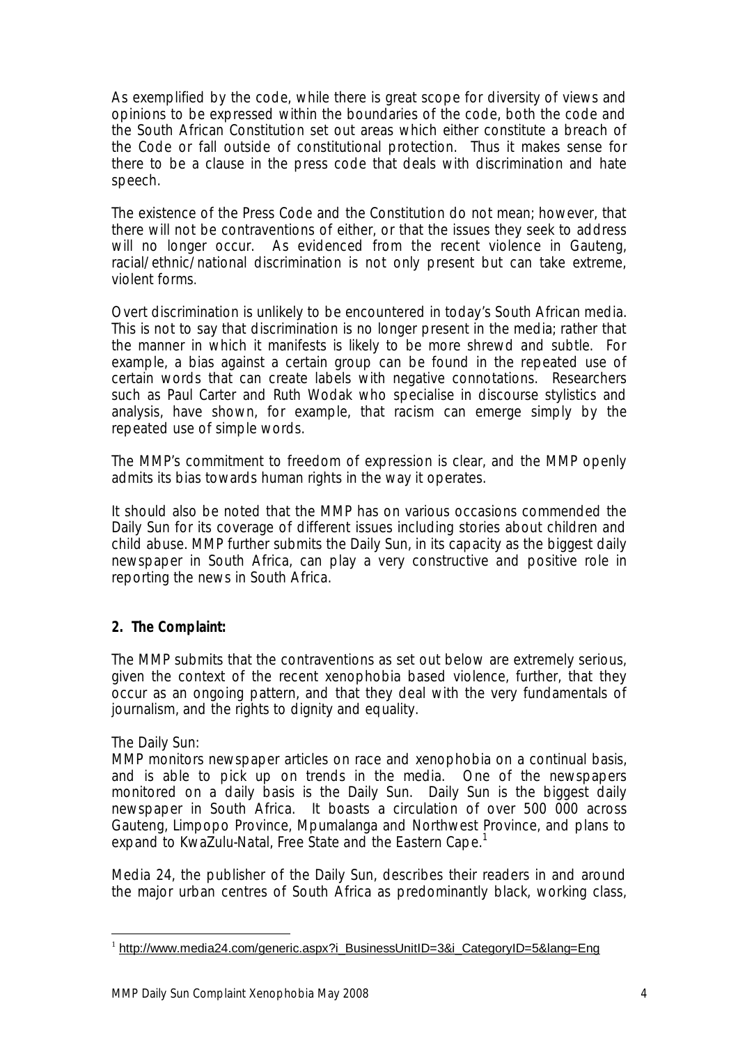As exemplified by the code, while there is great scope for diversity of views and opinions to be expressed within the boundaries of the code, both the code and the South African Constitution set out areas which either constitute a breach of the Code or fall outside of constitutional protection. Thus it makes sense for there to be a clause in the press code that deals with discrimination and hate speech.

The existence of the Press Code and the Constitution do not mean; however, that there will not be contraventions of either, or that the issues they seek to address will no longer occur. As evidenced from the recent violence in Gauteng, racial/ethnic/national discrimination is not only present but can take extreme, violent forms.

Overt discrimination is unlikely to be encountered in today's South African media. This is not to say that discrimination is no longer present in the media; rather that the manner in which it manifests is likely to be more shrewd and subtle. For example, a bias against a certain group can be found in the repeated use of certain words that can create labels with negative connotations. Researchers such as Paul Carter and Ruth Wodak who specialise in discourse stylistics and analysis, have shown, for example, that racism can emerge simply by the repeated use of simple words.

The MMP's commitment to freedom of expression is clear, and the MMP openly admits its bias towards human rights in the way it operates.

It should also be noted that the MMP has on various occasions commended the Daily Sun for its coverage of different issues including stories about children and child abuse. MMP further submits the Daily Sun, in its capacity as the biggest daily newspaper in South Africa, can play a very constructive and positive role in reporting the news in South Africa.

## 2. The Complaint:

The MMP submits that the contraventions as set out below are extremely serious, given the context of the recent xenophobia based violence, further, that they occur as an ongoing pattern, and that they deal with the very fundamentals of journalism, and the rights to dignity and equality.

The Daily Sun:
MMP monitors newspaper articles on race and xenophobia on a continual basis, and is able to pick up on trends in the media. One of the newspapers monitored on a daily basis is the Daily Sun. Daily Sun is the biggest daily newspaper in South Africa. It boasts a circulation of over 500 000 across Gauteng, Limpopo Province, Mpumalanga and Northwest Province, and plans to expand to KwaZulu-Natal, Free State and the Eastern Cape.[1]

Media 24, the publisher of the Daily Sun, describes their readers in and around the major urban centres of South Africa as predominantly black, working class,

[1] http://www.media24.com/generic.aspx?i_BusinessUnitID=3&i_CategoryID=5&lang=Eng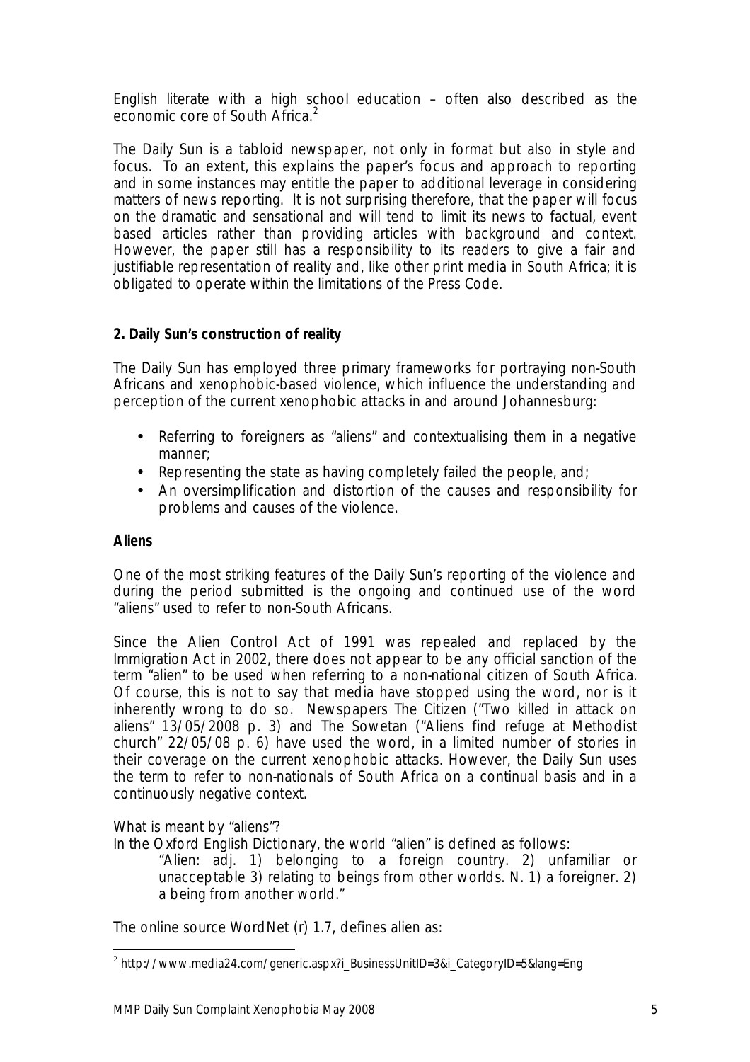English literate with a high school education – often also described as the economic core of South Africa.[2]

The Daily Sun is a tabloid newspaper, not only in format but also in style and focus. To an extent, this explains the paper's focus and approach to reporting and in some instances may entitle the paper to additional leverage in considering matters of news reporting. It is not surprising therefore, that the paper will focus on the dramatic and sensational and will tend to limit its news to factual, event based articles rather than providing articles with background and context. However, the paper still has a responsibility to its readers to give a fair and justifiable representation of reality and, like other print media in South Africa; it is obligated to operate within the limitations of the Press Code.

## 2. Daily Sun's construction of reality

The Daily Sun has employed three primary frameworks for portraying non-South Africans and xenophobic-based violence, which influence the understanding and perception of the current xenophobic attacks in and around Johannesburg:

- Referring to foreigners as "aliens" and contextualising them in a negative manner;
- Representing the state as having completely failed the people, and;
- An oversimplification and distortion of the causes and responsibility for problems and causes of the violence.

### Aliens

One of the most striking features of the Daily Sun's reporting of the violence and during the period submitted is the ongoing and continued use of the word "aliens" used to refer to non-South Africans.

Since the Alien Control Act of 1991 was repealed and replaced by the Immigration Act in 2002, there does not appear to be any official sanction of the term "alien" to be used when referring to a non-national citizen of South Africa. Of course, this is not to say that media have stopped using the word, nor is it inherently wrong to do so. Newspapers The Citizen ("Two killed in attack on aliens" 13/05/2008 p. 3) and The Sowetan ("Aliens find refuge at Methodist church" 22/05/08 p. 6) have used the word, in a limited number of stories in their coverage on the current xenophobic attacks. However, the Daily Sun uses the term to refer to non-nationals of South Africa on a continual basis and in a continuously negative context.

What is meant by "aliens"?

In the Oxford English Dictionary, the world "alien" is defined as follows:

> "Alien: adj. 1) belonging to a foreign country. 2) unfamiliar or unacceptable 3) relating to beings from other worlds. N. 1) a foreigner. 2) a being from another world."

The online source WordNet (r) 1.7, defines alien as:

---

[2] http://www.media24.com/generic.aspx?i_BusinessUnitID=3&i_CategoryID=5&lang=Eng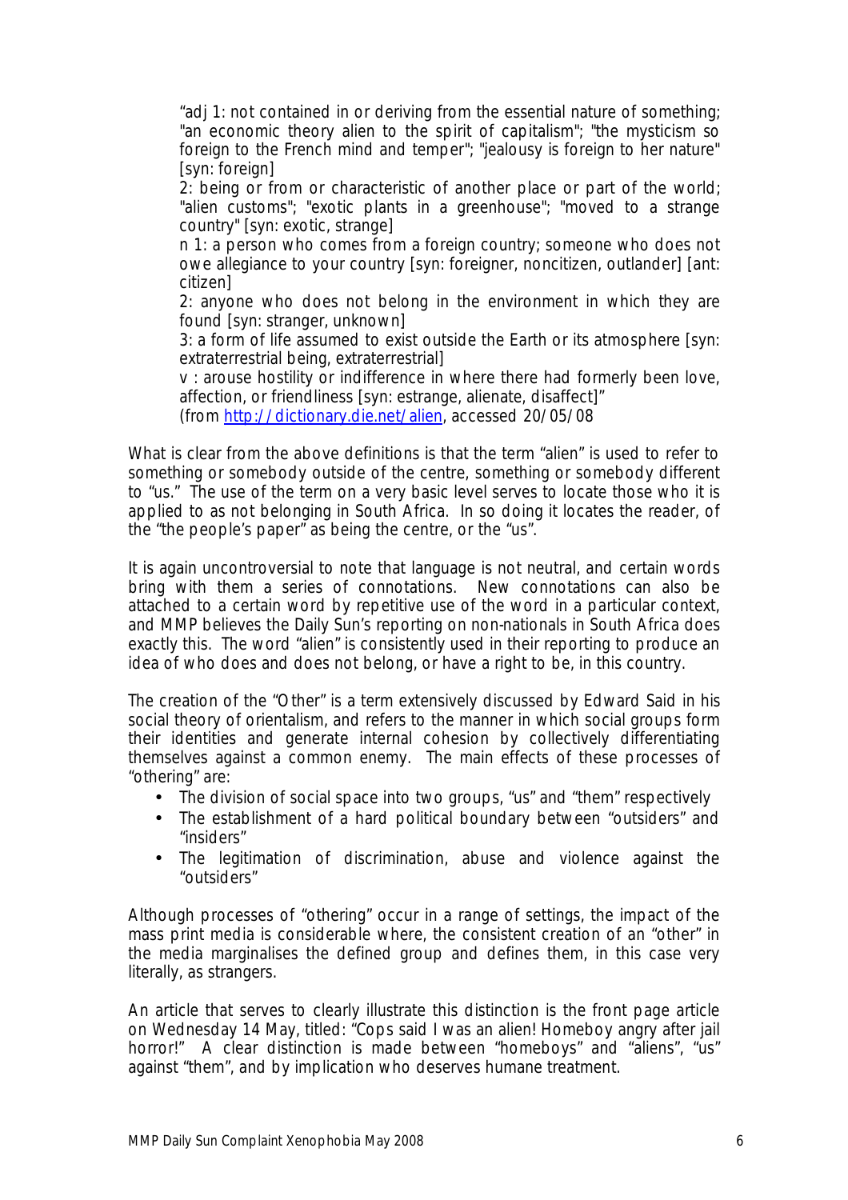"adj 1: not contained in or deriving from the essential nature of something; "an economic theory alien to the spirit of capitalism"; "the mysticism so foreign to the French mind and temper"; "jealousy is foreign to her nature" [syn: foreign]

2: being or from or characteristic of another place or part of the world; "alien customs"; "exotic plants in a greenhouse"; "moved to a strange country" [syn: exotic, strange]

n 1: a person who comes from a foreign country; someone who does not owe allegiance to your country [syn: foreigner, noncitizen, outlander] [ant: citizen]

2: anyone who does not belong in the environment in which they are found [syn: stranger, unknown]

3: a form of life assumed to exist outside the Earth or its atmosphere [syn: extraterrestrial being, extraterrestrial]

v : arouse hostility or indifference in where there had formerly been love, affection, or friendliness [syn: estrange, alienate, disaffect]"

(from http://dictionary.die.net/alien, accessed 20/05/08

What is clear from the above definitions is that the term "alien" is used to refer to something or somebody outside of the centre, something or somebody different to "us." The use of the term on a very basic level serves to locate those who it is applied to as not belonging in South Africa. In so doing it locates the reader, of the "the people's paper" as being the centre, or the "us".

It is again uncontroversial to note that language is not neutral, and certain words bring with them a series of connotations. New connotations can also be attached to a certain word by repetitive use of the word in a particular context, and MMP believes the Daily Sun's reporting on non-nationals in South Africa does exactly this. The word "alien" is consistently used in their reporting to produce an idea of who does and does not belong, or have a right to be, in this country.

The creation of the "Other" is a term extensively discussed by Edward Said in his social theory of orientalism, and refers to the manner in which social groups form their identities and generate internal cohesion by collectively differentiating themselves against a common enemy. The main effects of these processes of "othering" are:

- The division of social space into two groups, "us" and "them" respectively
- The establishment of a hard political boundary between "outsiders" and "insiders"
- The legitimation of discrimination, abuse and violence against the "outsiders"

Although processes of "othering" occur in a range of settings, the impact of the mass print media is considerable where, the consistent creation of an "other" in the media marginalises the defined group and defines them, in this case very literally, as strangers.

An article that serves to clearly illustrate this distinction is the front page article on Wednesday 14 May, titled: "Cops said I was an alien! Homeboy angry after jail horror!" A clear distinction is made between "homeboys" and "aliens", "us" against "them", and by implication who deserves humane treatment.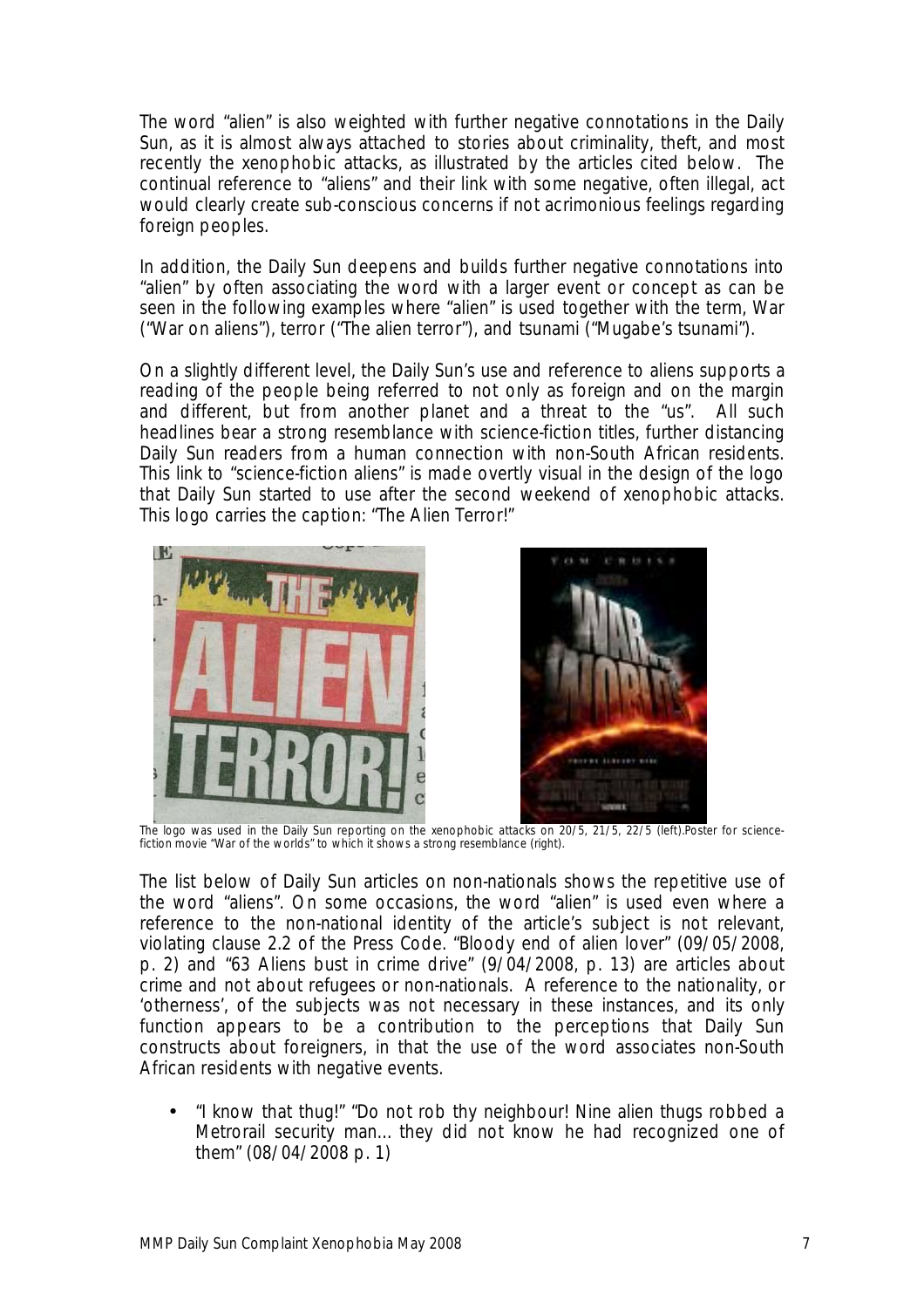The word "alien" is also weighted with further negative connotations in the Daily Sun, as it is almost always attached to stories about criminality, theft, and most recently the xenophobic attacks, as illustrated by the articles cited below. The continual reference to "aliens" and their link with some negative, often illegal, act would clearly create sub-conscious concerns if not acrimonious feelings regarding foreign peoples.

In addition, the Daily Sun deepens and builds further negative connotations into "alien" by often associating the word with a larger event or concept as can be seen in the following examples where "alien" is used together with the term, War ("War on aliens"), terror ("The alien terror"), and tsunami ("Mugabe's tsunami").

On a slightly different level, the Daily Sun's use and reference to aliens supports a reading of the people being referred to not only as foreign and on the margin and different, but from another planet and a threat to the "us". All such headlines bear a strong resemblance with science-fiction titles, further distancing Daily Sun readers from a human connection with non-South African residents. This link to "science-fiction aliens" is made overtly visual in the design of the logo that Daily Sun started to use after the second weekend of xenophobic attacks. This logo carries the caption: "The Alien Terror!"

The logo was used in the Daily Sun reporting on the xenophobic attacks on 20/5, 21/5, 22/5 (left).Poster for science-fiction movie "War of the worlds" to which it shows a strong resemblance (right).

The list below of Daily Sun articles on non-nationals shows the repetitive use of the word "aliens". On some occasions, the word "alien" is used even where a reference to the non-national identity of the article's subject is not relevant, violating clause 2.2 of the Press Code. "Bloody end of alien lover" (09/05/2008, p. 2) and "63 Aliens bust in crime drive" (9/04/2008, p. 13) are articles about crime and not about refugees or non-nationals. A reference to the nationality, or 'otherness', of the subjects was not necessary in these instances, and its only function appears to be a contribution to the perceptions that Daily Sun constructs about foreigners, in that the use of the word associates non-South African residents with negative events.

- "I know that thug!" "Do not rob thy neighbour! Nine alien thugs robbed a Metrorail security man… they did not know he had recognized one of them" (08/04/2008 p. 1)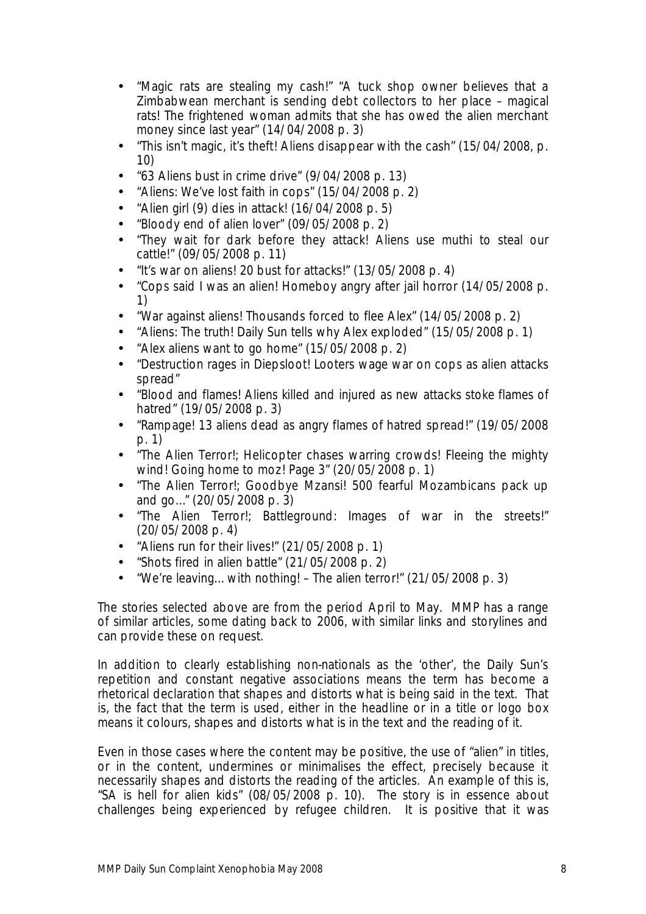- "Magic rats are stealing my cash!" "A tuck shop owner believes that a Zimbabwean merchant is sending debt collectors to her place – magical rats! The frightened woman admits that she has owed the alien merchant money since last year" (14/04/2008 p. 3)
- "This isn't magic, it's theft! Aliens disappear with the cash" (15/04/2008, p. 10)
- "63 Aliens bust in crime drive" (9/04/2008 p. 13)
- "Aliens: We've lost faith in cops" (15/04/2008 p. 2)
- "Alien girl (9) dies in attack! (16/04/2008 p. 5)
- "Bloody end of alien lover" (09/05/2008 p. 2)
- "They wait for dark before they attack! Aliens use muthi to steal our cattle!" (09/05/2008 p. 11)
- "It's war on aliens! 20 bust for attacks!" (13/05/2008 p. 4)
- "Cops said I was an alien! Homeboy angry after jail horror (14/05/2008 p. 1)
- "War against aliens! Thousands forced to flee Alex" (14/05/2008 p. 2)
- "Aliens: The truth! Daily Sun tells why Alex exploded" (15/05/2008 p. 1)
- "Alex aliens want to go home" (15/05/2008 p. 2)
- "Destruction rages in Diepsloot! Looters wage war on cops as alien attacks spread"
- "Blood and flames! Aliens killed and injured as new attacks stoke flames of hatred" (19/05/2008 p. 3)
- "Rampage! 13 aliens dead as angry flames of hatred spread!" (19/05/2008 p. 1)
- "The Alien Terror!; Helicopter chases warring crowds! Fleeing the mighty wind! Going home to moz! Page 3" (20/05/2008 p. 1)
- "The Alien Terror!; Goodbye Mzansi! 500 fearful Mozambicans pack up and go..." (20/05/2008 p. 3)
- "The Alien Terror!; Battleground: Images of war in the streets!" (20/05/2008 p. 4)
- "Aliens run for their lives!" (21/05/2008 p. 1)
- "Shots fired in alien battle" (21/05/2008 p. 2)
- "We're leaving... with nothing! – The alien terror!" (21/05/2008 p. 3)

The stories selected above are from the period April to May. MMP has a range of similar articles, some dating back to 2006, with similar links and storylines and can provide these on request.

In addition to clearly establishing non-nationals as the 'other', the Daily Sun's repetition and constant negative associations means the term has become a rhetorical declaration that shapes and distorts what is being said in the text. That is, the fact that the term is used, either in the headline or in a title or logo box means it colours, shapes and distorts what is in the text and the reading of it.

Even in those cases where the content may be positive, the use of "alien" in titles, or in the content, undermines or minimalises the effect, precisely because it necessarily shapes and distorts the reading of the articles. An example of this is, "SA is hell for alien kids" (08/05/2008 p. 10). The story is in essence about challenges being experienced by refugee children. It is positive that it was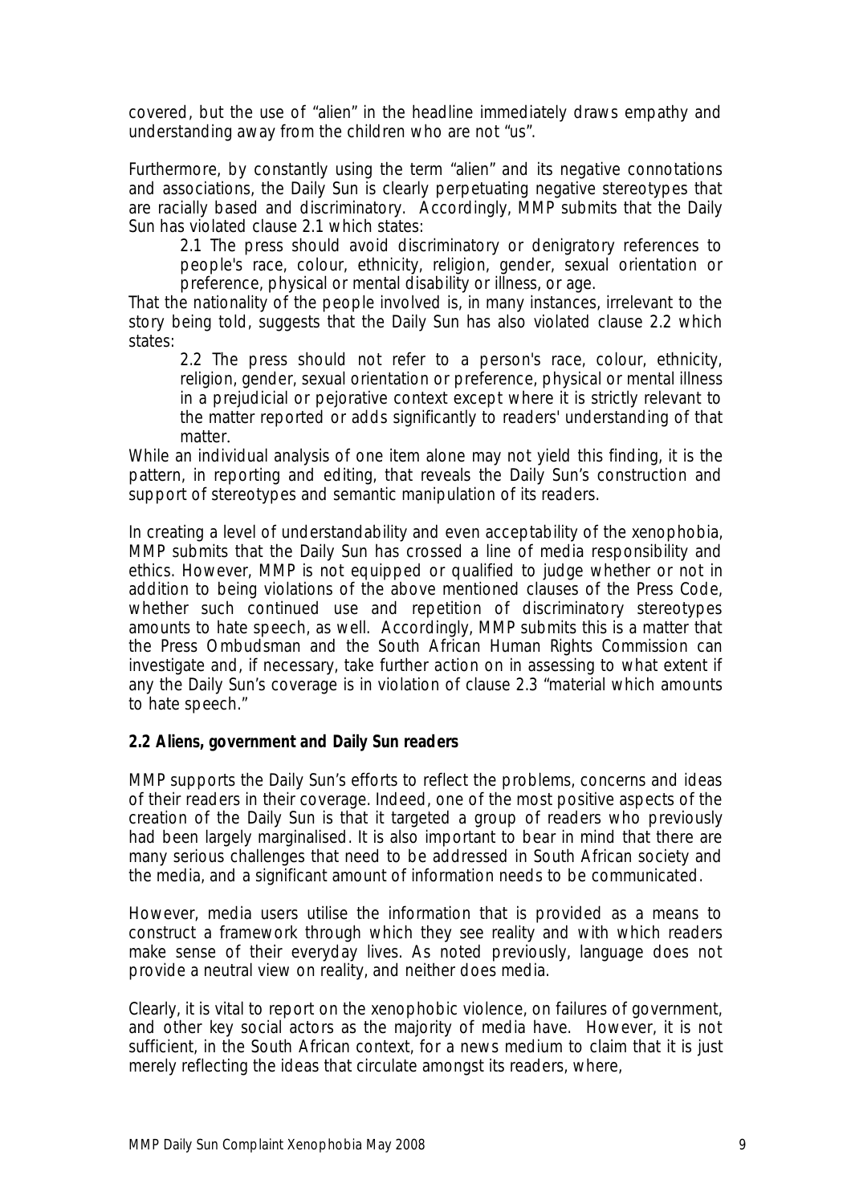covered, but the use of "alien" in the headline immediately draws empathy and understanding away from the children who are not "us".

Furthermore, by constantly using the term "alien" and its negative connotations and associations, the Daily Sun is clearly perpetuating negative stereotypes that are racially based and discriminatory. Accordingly, MMP submits that the Daily Sun has violated clause 2.1 which states:

> 2.1 The press should avoid discriminatory or denigratory references to people's race, colour, ethnicity, religion, gender, sexual orientation or preference, physical or mental disability or illness, or age.

That the nationality of the people involved is, in many instances, irrelevant to the story being told, suggests that the Daily Sun has also violated clause 2.2 which states:

> 2.2 The press should not refer to a person's race, colour, ethnicity, religion, gender, sexual orientation or preference, physical or mental illness in a prejudicial or pejorative context except where it is strictly relevant to the matter reported or adds significantly to readers' understanding of that matter.

While an individual analysis of one item alone may not yield this finding, it is the pattern, in reporting and editing, that reveals the Daily Sun's construction and support of stereotypes and semantic manipulation of its readers.

In creating a level of understandability and even acceptability of the xenophobia, MMP submits that the Daily Sun has crossed a line of media responsibility and ethics. However, MMP is not equipped or qualified to judge whether or not in addition to being violations of the above mentioned clauses of the Press Code, whether such continued use and repetition of discriminatory stereotypes amounts to hate speech, as well. Accordingly, MMP submits this is a matter that the Press Ombudsman and the South African Human Rights Commission can investigate and, if necessary, take further action on in assessing to what extent if any the Daily Sun's coverage is in violation of clause 2.3 "material which amounts to hate speech."

**2.2 Aliens, government and Daily Sun readers**

MMP supports the Daily Sun's efforts to reflect the problems, concerns and ideas of their readers in their coverage. Indeed, one of the most positive aspects of the creation of the Daily Sun is that it targeted a group of readers who previously had been largely marginalised. It is also important to bear in mind that there are many serious challenges that need to be addressed in South African society and the media, and a significant amount of information needs to be communicated.

However, media users utilise the information that is provided as a means to construct a framework through which they see reality and with which readers make sense of their everyday lives. As noted previously, language does not provide a neutral view on reality, and neither does media.

Clearly, it is vital to report on the xenophobic violence, on failures of government, and other key social actors as the majority of media have. However, it is not sufficient, in the South African context, for a news medium to claim that it is just merely reflecting the ideas that circulate amongst its readers, where,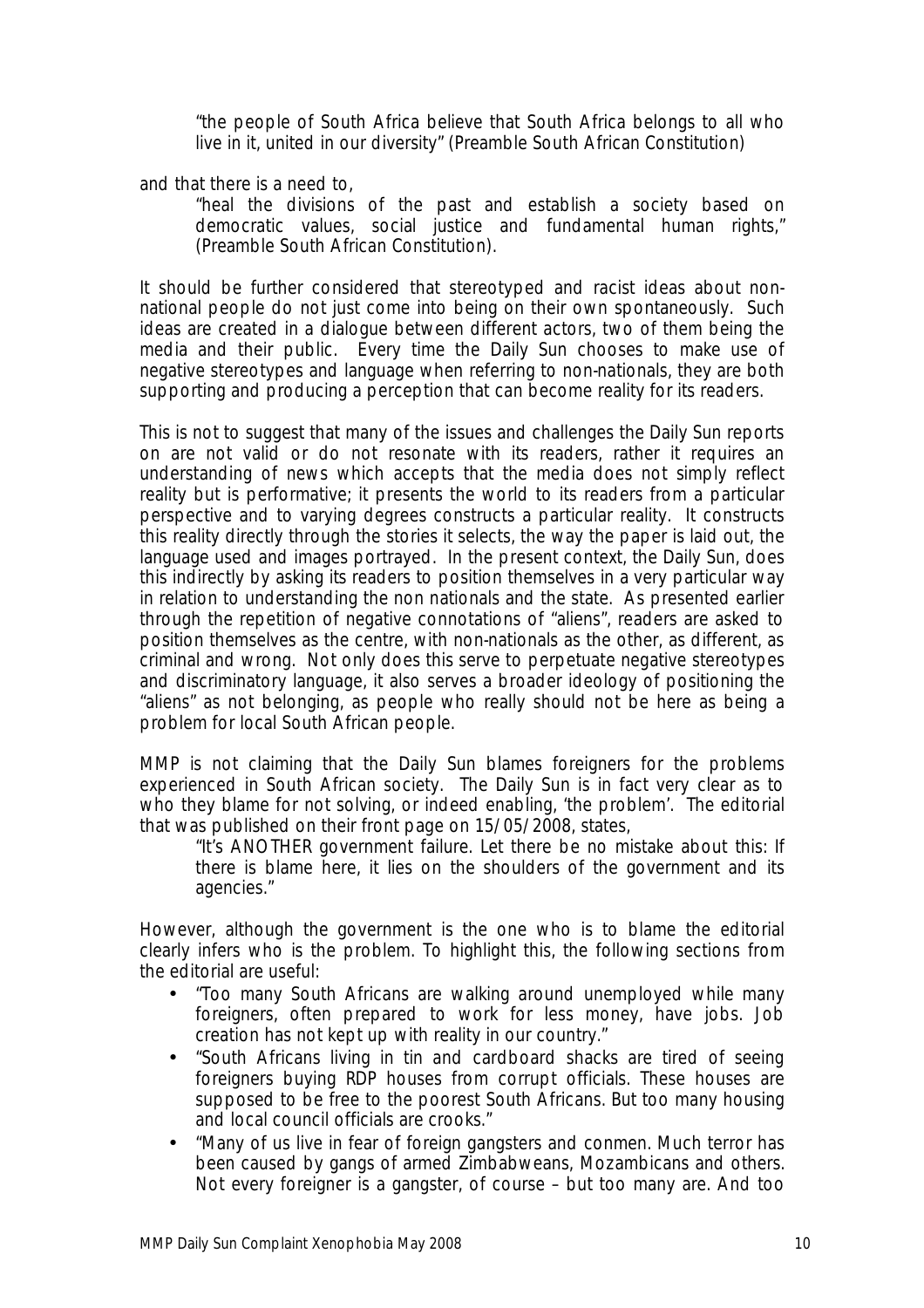> "the people of South Africa believe that South Africa belongs to all who live in it, united in our diversity" (Preamble South African Constitution)

and that there is a need to,

> "heal the divisions of the past and establish a society based on democratic values, social justice and fundamental human rights," (Preamble South African Constitution).

It should be further considered that stereotyped and racist ideas about non-national people do not just come into being on their own spontaneously. Such ideas are created in a dialogue between different actors, two of them being the media and their public. Every time the Daily Sun chooses to make use of negative stereotypes and language when referring to non-nationals, they are both supporting and producing a perception that can become reality for its readers.

This is not to suggest that many of the issues and challenges the Daily Sun reports on are not valid or do not resonate with its readers, rather it requires an understanding of news which accepts that the media does not simply reflect reality but is performative; it presents the world to its readers from a particular perspective and to varying degrees constructs a particular reality. It constructs this reality directly through the stories it selects, the way the paper is laid out, the language used and images portrayed. In the present context, the Daily Sun, does this indirectly by asking its readers to position themselves in a very particular way in relation to understanding the non nationals and the state. As presented earlier through the repetition of negative connotations of "aliens", readers are asked to position themselves as the centre, with non-nationals as the other, as different, as criminal and wrong. Not only does this serve to perpetuate negative stereotypes and discriminatory language, it also serves a broader ideology of positioning the "aliens" as not belonging, as people who really should not be here as being a problem for local South African people.

MMP is not claiming that the Daily Sun blames foreigners for the problems experienced in South African society. The Daily Sun is in fact very clear as to who they blame for not solving, or indeed enabling, 'the problem'. The editorial that was published on their front page on 15/05/2008, states,

> "It's ANOTHER government failure. Let there be no mistake about this: If there is blame here, it lies on the shoulders of the government and its agencies."

However, although the government is the one who is to blame the editorial clearly infers who is the problem. To highlight this, the following sections from the editorial are useful:

- "Too many South Africans are walking around unemployed while many foreigners, often prepared to work for less money, have jobs. Job creation has not kept up with reality in our country."
- "South Africans living in tin and cardboard shacks are tired of seeing foreigners buying RDP houses from corrupt officials. These houses are supposed to be free to the poorest South Africans. But too many housing and local council officials are crooks."
- "Many of us live in fear of foreign gangsters and conmen. Much terror has been caused by gangs of armed Zimbabweans, Mozambicans and others. Not every foreigner is a gangster, of course – but too many are. And too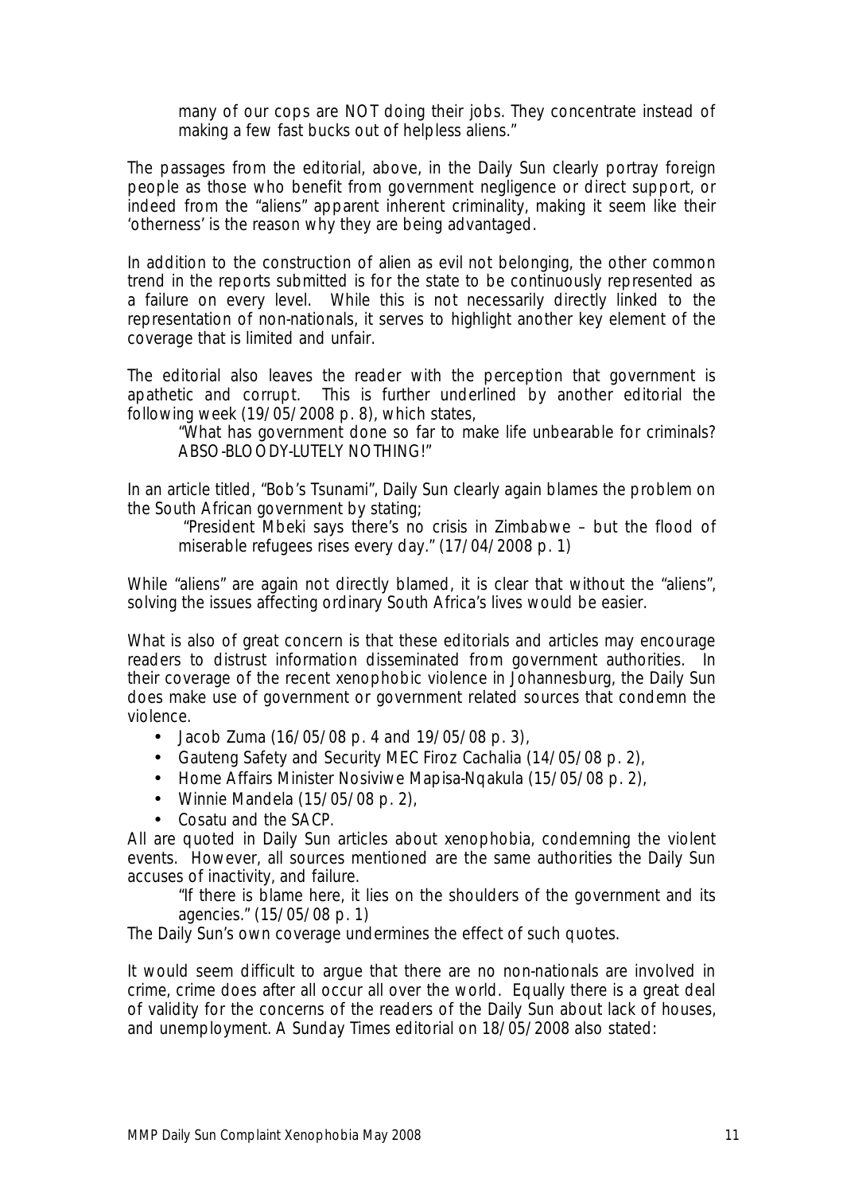> many of our cops are NOT doing their jobs. They concentrate instead of making a few fast bucks out of helpless aliens."

The passages from the editorial, above, in the Daily Sun clearly portray foreign people as those who benefit from government negligence or direct support, or indeed from the "aliens" apparent inherent criminality, making it seem like their 'otherness' is the reason why they are being advantaged.

In addition to the construction of alien as evil not belonging, the other common trend in the reports submitted is for the state to be continuously represented as a failure on every level. While this is not necessarily directly linked to the representation of non-nationals, it serves to highlight another key element of the coverage that is limited and unfair.

The editorial also leaves the reader with the perception that government is apathetic and corrupt. This is further underlined by another editorial the following week (19/05/2008 p. 8), which states,

> "What has government done so far to make life unbearable for criminals? ABSO-BLOODY-LUTELY NOTHING!"

In an article titled, "Bob's Tsunami", Daily Sun clearly again blames the problem on the South African government by stating;

> "President Mbeki says there's no crisis in Zimbabwe – but the flood of miserable refugees rises every day." (17/04/2008 p. 1)

While "aliens" are again not directly blamed, it is clear that without the "aliens", solving the issues affecting ordinary South Africa's lives would be easier.

What is also of great concern is that these editorials and articles may encourage readers to distrust information disseminated from government authorities. In their coverage of the recent xenophobic violence in Johannesburg, the Daily Sun does make use of government or government related sources that condemn the violence.

- Jacob Zuma (16/05/08 p. 4 and 19/05/08 p. 3),
- Gauteng Safety and Security MEC Firoz Cachalia (14/05/08 p. 2),
- Home Affairs Minister Nosiviwe Mapisa-Nqakula (15/05/08 p. 2),
- Winnie Mandela (15/05/08 p. 2),
- Cosatu and the SACP.

All are quoted in Daily Sun articles about xenophobia, condemning the violent events. However, all sources mentioned are the same authorities the Daily Sun accuses of inactivity, and failure.

> "If there is blame here, it lies on the shoulders of the government and its agencies." (15/05/08 p. 1)

The Daily Sun's own coverage undermines the effect of such quotes.

It would seem difficult to argue that there are no non-nationals are involved in crime, crime does after all occur all over the world. Equally there is a great deal of validity for the concerns of the readers of the Daily Sun about lack of houses, and unemployment. A Sunday Times editorial on 18/05/2008 also stated: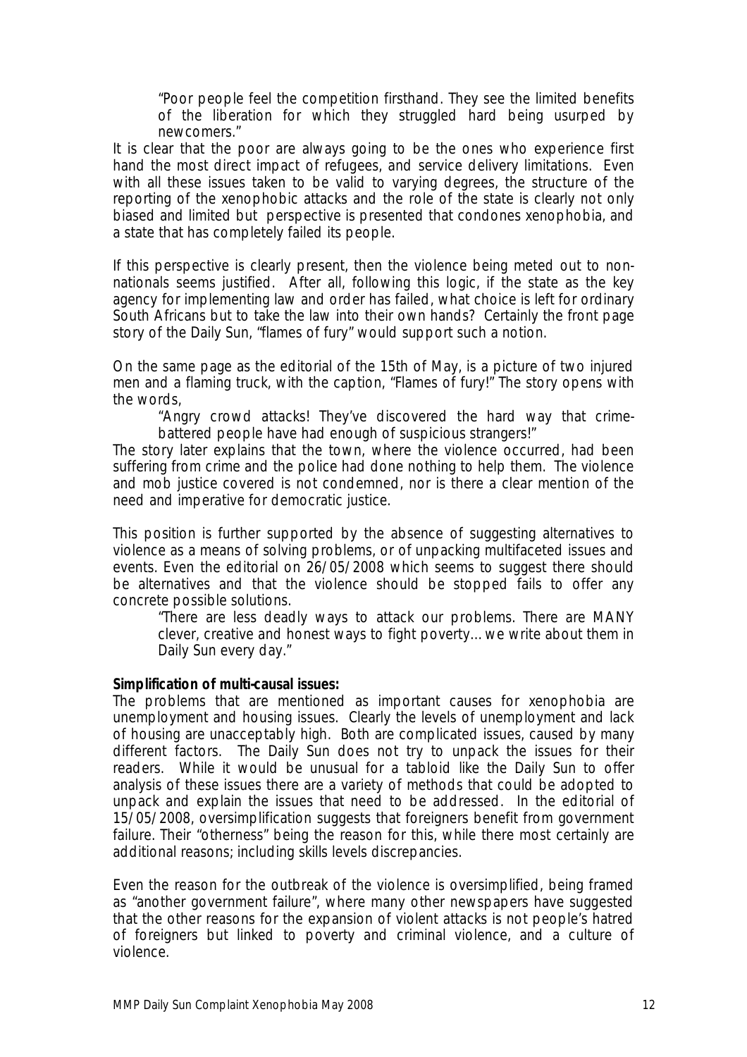> "Poor people feel the competition firsthand. They see the limited benefits of the liberation for which they struggled hard being usurped by newcomers."

It is clear that the poor are always going to be the ones who experience first hand the most direct impact of refugees, and service delivery limitations. Even with all these issues taken to be valid to varying degrees, the structure of the reporting of the xenophobic attacks and the role of the state is clearly not only biased and limited but perspective is presented that condones xenophobia, and a state that has completely failed its people.

If this perspective is clearly present, then the violence being meted out to non-nationals seems justified. After all, following this logic, if the state as the key agency for implementing law and order has failed, what choice is left for ordinary South Africans but to take the law into their own hands? Certainly the front page story of the Daily Sun, "flames of fury" would support such a notion.

On the same page as the editorial of the 15th of May, is a picture of two injured men and a flaming truck, with the caption, "Flames of fury!" The story opens with the words,

> "Angry crowd attacks! They've discovered the hard way that crime-battered people have had enough of suspicious strangers!"

The story later explains that the town, where the violence occurred, had been suffering from crime and the police had done nothing to help them. The violence and mob justice covered is not condemned, nor is there a clear mention of the need and imperative for democratic justice.

This position is further supported by the absence of suggesting alternatives to violence as a means of solving problems, or of unpacking multifaceted issues and events. Even the editorial on 26/05/2008 which seems to suggest there should be alternatives and that the violence should be stopped fails to offer any concrete possible solutions.

> "There are less deadly ways to attack our problems. There are MANY clever, creative and honest ways to fight poverty... we write about them in Daily Sun every day."

**Simplification of multi-causal issues:**

The problems that are mentioned as important causes for xenophobia are unemployment and housing issues. Clearly the levels of unemployment and lack of housing are unacceptably high. Both are complicated issues, caused by many different factors. The Daily Sun does not try to unpack the issues for their readers. While it would be unusual for a tabloid like the Daily Sun to offer analysis of these issues there are a variety of methods that could be adopted to unpack and explain the issues that need to be addressed. In the editorial of 15/05/2008, oversimplification suggests that foreigners benefit from government failure. Their "otherness" being the reason for this, while there most certainly are additional reasons; including skills levels discrepancies.

Even the reason for the outbreak of the violence is oversimplified, being framed as "another government failure", where many other newspapers have suggested that the other reasons for the expansion of violent attacks is not people's hatred of foreigners but linked to poverty and criminal violence, and a culture of violence.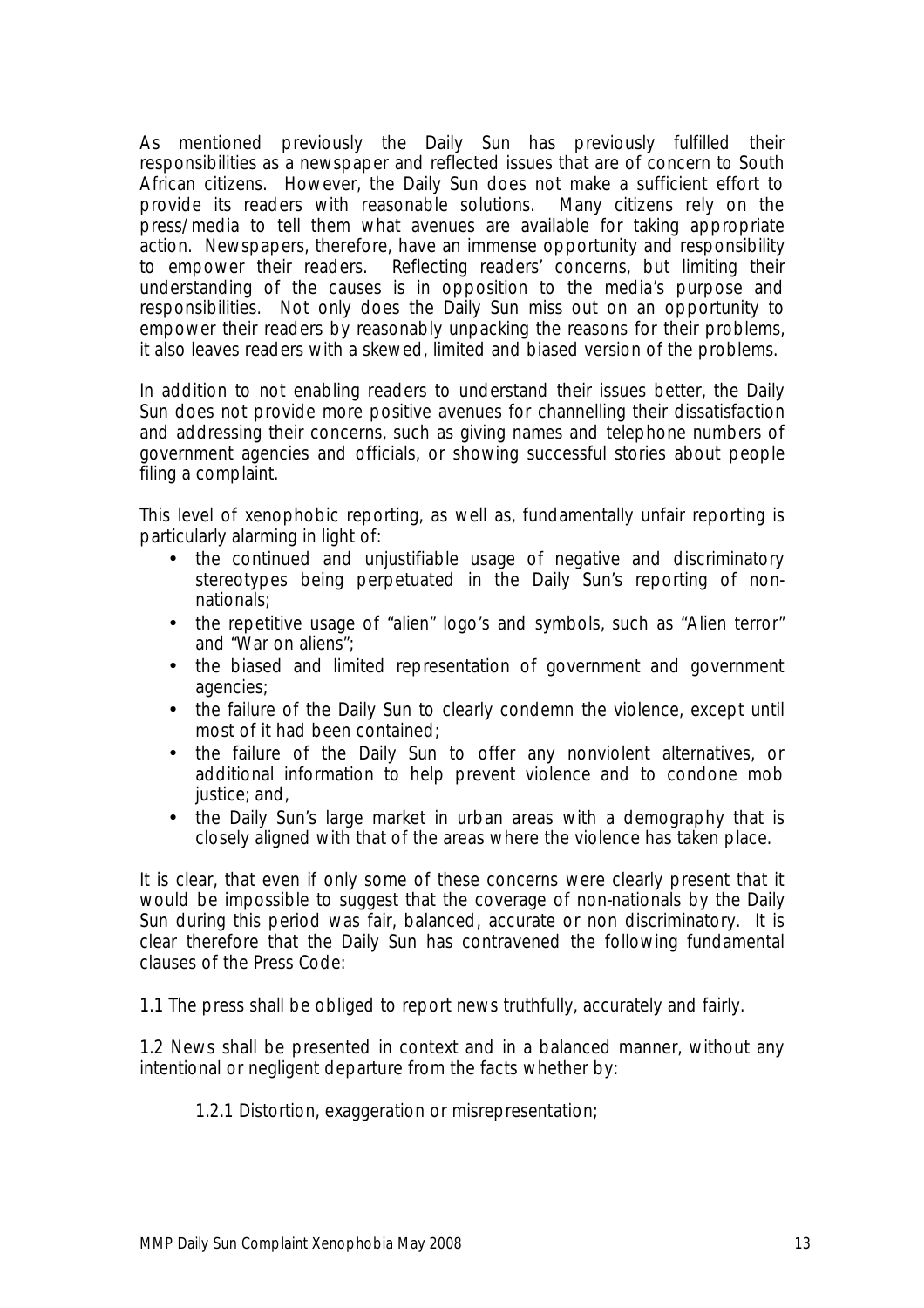As mentioned previously the Daily Sun has previously fulfilled their responsibilities as a newspaper and reflected issues that are of concern to South African citizens. However, the Daily Sun does not make a sufficient effort to provide its readers with reasonable solutions. Many citizens rely on the press/media to tell them what avenues are available for taking appropriate action. Newspapers, therefore, have an immense opportunity and responsibility to empower their readers. Reflecting readers' concerns, but limiting their understanding of the causes is in opposition to the media's purpose and responsibilities. Not only does the Daily Sun miss out on an opportunity to empower their readers by reasonably unpacking the reasons for their problems, it also leaves readers with a skewed, limited and biased version of the problems.

In addition to not enabling readers to understand their issues better, the Daily Sun does not provide more positive avenues for channelling their dissatisfaction and addressing their concerns, such as giving names and telephone numbers of government agencies and officials, or showing successful stories about people filing a complaint.

This level of xenophobic reporting, as well as, fundamentally unfair reporting is particularly alarming in light of:

- the continued and unjustifiable usage of negative and discriminatory stereotypes being perpetuated in the Daily Sun's reporting of non-nationals;
- the repetitive usage of "alien" logo's and symbols, such as "Alien terror" and "War on aliens";
- the biased and limited representation of government and government agencies;
- the failure of the Daily Sun to clearly condemn the violence, except until most of it had been contained;
- the failure of the Daily Sun to offer any nonviolent alternatives, or additional information to help prevent violence and to condone mob justice; and,
- the Daily Sun's large market in urban areas with a demography that is closely aligned with that of the areas where the violence has taken place.

It is clear, that even if only some of these concerns were clearly present that it would be impossible to suggest that the coverage of non-nationals by the Daily Sun during this period was fair, balanced, accurate or non discriminatory. It is clear therefore that the Daily Sun has contravened the following fundamental clauses of the Press Code:

*1.1 The press shall be obliged to report news truthfully, accurately and fairly.*

*1.2 News shall be presented in context and in a balanced manner, without any intentional or negligent departure from the facts whether by:*

*1.2.1 Distortion, exaggeration or misrepresentation;*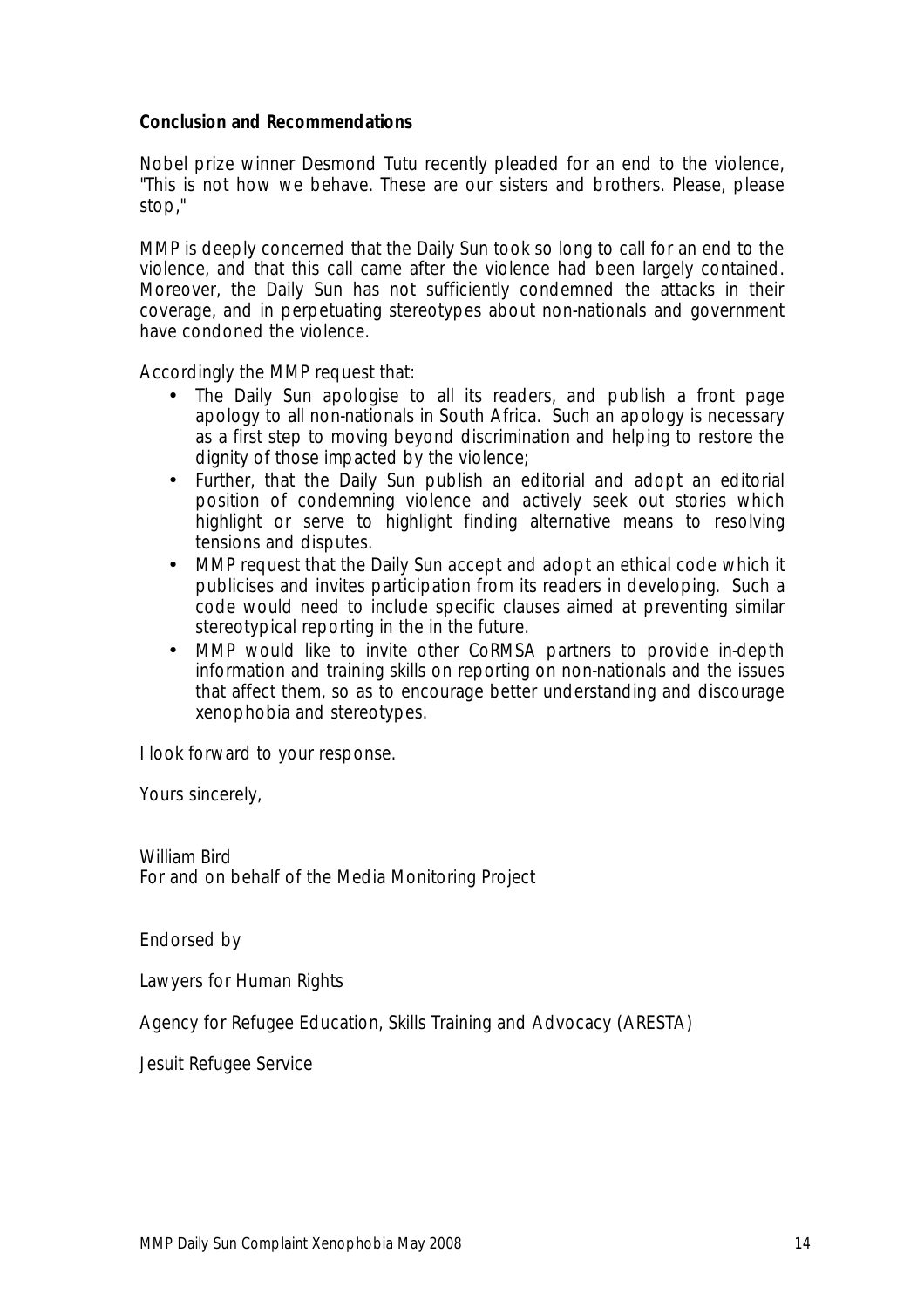**Conclusion and Recommendations**

Nobel prize winner Desmond Tutu recently pleaded for an end to the violence, "This is not how we behave. These are our sisters and brothers. Please, please stop,"

MMP is deeply concerned that the Daily Sun took so long to call for an end to the violence, and that this call came after the violence had been largely contained. Moreover, the Daily Sun has not sufficiently condemned the attacks in their coverage, and in perpetuating stereotypes about non-nationals and government have condoned the violence.

Accordingly the MMP request that:

- The Daily Sun apologise to all its readers, and publish a front page apology to all non-nationals in South Africa. Such an apology is necessary as a first step to moving beyond discrimination and helping to restore the dignity of those impacted by the violence;
- Further, that the Daily Sun publish an editorial and adopt an editorial position of condemning violence and actively seek out stories which highlight or serve to highlight finding alternative means to resolving tensions and disputes.
- MMP request that the Daily Sun accept and adopt an ethical code which it publicises and invites participation from its readers in developing. Such a code would need to include specific clauses aimed at preventing similar stereotypical reporting in the in the future.
- MMP would like to invite other CoRMSA partners to provide in-depth information and training skills on reporting on non-nationals and the issues that affect them, so as to encourage better understanding and discourage xenophobia and stereotypes.

I look forward to your response.

Yours sincerely,

William Bird
For and on behalf of the Media Monitoring Project

Endorsed by

Lawyers for Human Rights

Agency for Refugee Education, Skills Training and Advocacy (ARESTA)

Jesuit Refugee Service